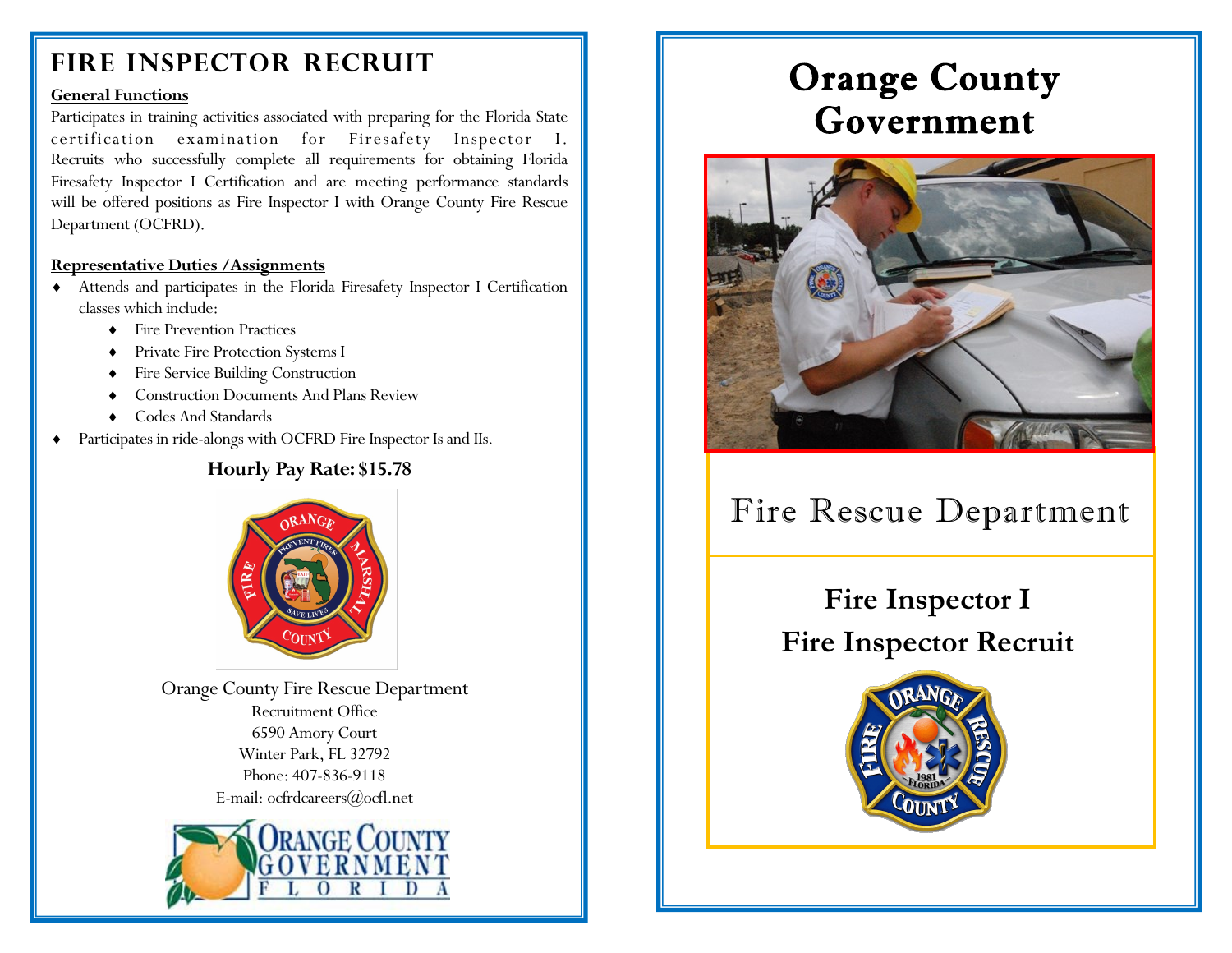# FIRE INSPECTOR RECRUIT

**General Functions**

Participates in training activities associated with preparing for the Florida State certification examination for Firesafety Inspector I. Recruits who successfully complete all requirements for obtaining Florida Firesafety Inspector I Certification and are meeting performance standards will be offered positions as Fire Inspector I with Orange County Fire Rescue Department (OCFRD).

**Representative Duties /Assignments**

- Attends and participates in the Florida Firesafety Inspector I Certification classes which include:
  - Fire Prevention Practices
  - Private Fire Protection Systems I
  - Fire Service Building Construction
  - Construction Documents And Plans Review
  - Codes And Standards
- Participates in ride-alongs with OCFRD Fire Inspector Is and IIs.

**Hourly Pay Rate: $15.78**

Orange County Fire Rescue Department
Recruitment Office
6590 Amory Court
Winter Park, FL 32792
Phone: 407-836-9118
E-mail: ocfrdcareers@ocfl.net

# Orange County Government

## Fire Rescue Department

## Fire Inspector I
## Fire Inspector Recruit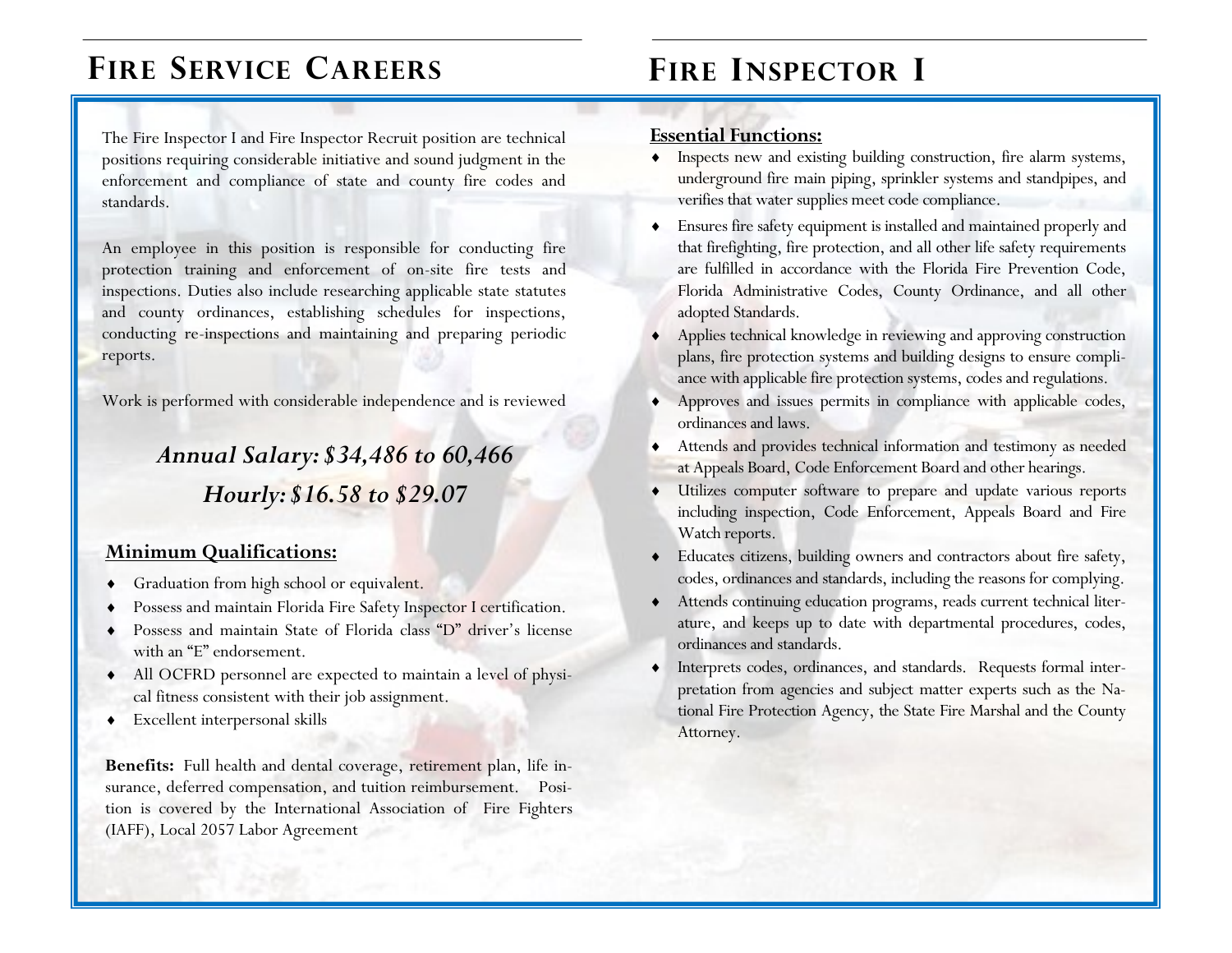# Fire Service Careers

The Fire Inspector I and Fire Inspector Recruit position are technical positions requiring considerable initiative and sound judgment in the enforcement and compliance of state and county fire codes and standards.

An employee in this position is responsible for conducting fire protection training and enforcement of on-site fire tests and inspections. Duties also include researching applicable state statutes and county ordinances, establishing schedules for inspections, conducting re-inspections and maintaining and preparing periodic reports.

Work is performed with considerable independence and is reviewed

***Annual Salary: $34,486 to 60,466***

***Hourly: $16.58 to $29.07***

## Minimum Qualifications:

- Graduation from high school or equivalent.
- Possess and maintain Florida Fire Safety Inspector I certification.
- Possess and maintain State of Florida class "D" driver's license with an "E" endorsement.
- All OCFRD personnel are expected to maintain a level of physical fitness consistent with their job assignment.
- Excellent interpersonal skills

**Benefits:** Full health and dental coverage, retirement plan, life insurance, deferred compensation, and tuition reimbursement. Position is covered by the International Association of Fire Fighters (IAFF), Local 2057 Labor Agreement

# Fire Inspector I

## Essential Functions:

- Inspects new and existing building construction, fire alarm systems, underground fire main piping, sprinkler systems and standpipes, and verifies that water supplies meet code compliance.
- Ensures fire safety equipment is installed and maintained properly and that firefighting, fire protection, and all other life safety requirements are fulfilled in accordance with the Florida Fire Prevention Code, Florida Administrative Codes, County Ordinance, and all other adopted Standards.
- Applies technical knowledge in reviewing and approving construction plans, fire protection systems and building designs to ensure compliance with applicable fire protection systems, codes and regulations.
- Approves and issues permits in compliance with applicable codes, ordinances and laws.
- Attends and provides technical information and testimony as needed at Appeals Board, Code Enforcement Board and other hearings.
- Utilizes computer software to prepare and update various reports including inspection, Code Enforcement, Appeals Board and Fire Watch reports.
- Educates citizens, building owners and contractors about fire safety, codes, ordinances and standards, including the reasons for complying.
- Attends continuing education programs, reads current technical literature, and keeps up to date with departmental procedures, codes, ordinances and standards.
- Interprets codes, ordinances, and standards. Requests formal interpretation from agencies and subject matter experts such as the National Fire Protection Agency, the State Fire Marshal and the County Attorney.